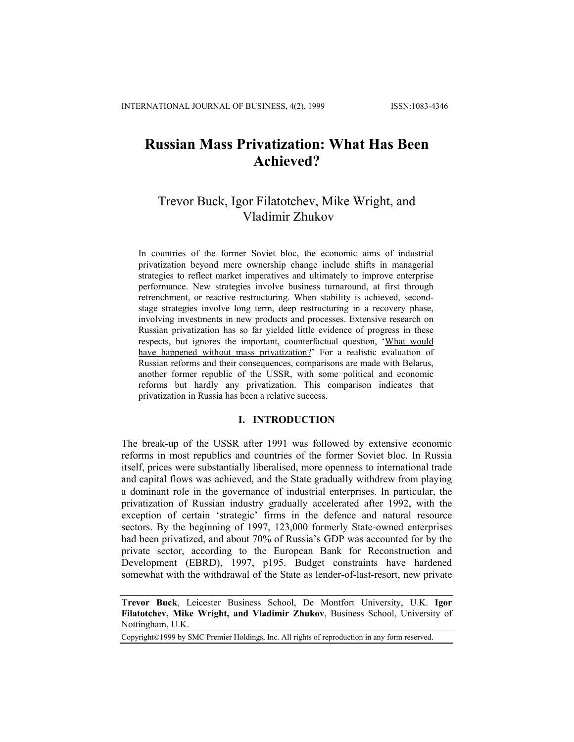# Russian Mass Privatization: What Has Been Achieved?

Trevor Buck, Igor Filatotchev, Mike Wright, and Vladimir Zhukov

In countries of the former Soviet bloc, the economic aims of industrial privatization beyond mere ownership change include shifts in managerial strategies to reflect market imperatives and ultimately to improve enterprise performance. New strategies involve business turnaround, at first through retrenchment, or reactive restructuring. When stability is achieved, second-stage strategies involve long term, deep restructuring in a recovery phase, involving investments in new products and processes. Extensive research on Russian privatization has so far yielded little evidence of progress in these respects, but ignores the important, counterfactual question, '<u>What would have happened without mass privatization?</u>' For a realistic evaluation of Russian reforms and their consequences, comparisons are made with Belarus, another former republic of the USSR, with some political and economic reforms but hardly any privatization. This comparison indicates that privatization in Russia has been a relative success.

## I. INTRODUCTION

The break-up of the USSR after 1991 was followed by extensive economic reforms in most republics and countries of the former Soviet bloc. In Russia itself, prices were substantially liberalised, more openness to international trade and capital flows was achieved, and the State gradually withdrew from playing a dominant role in the governance of industrial enterprises. In particular, the privatization of Russian industry gradually accelerated after 1992, with the exception of certain 'strategic' firms in the defence and natural resource sectors. By the beginning of 1997, 123,000 formerly State-owned enterprises had been privatized, and about 70% of Russia's GDP was accounted for by the private sector, according to the European Bank for Reconstruction and Development (EBRD), 1997, p195. Budget constraints have hardened somewhat with the withdrawal of the State as lender-of-last-resort, new private

**Trevor Buck**, Leicester Business School, De Montfort University, U.K. **Igor Filatotchev, Mike Wright, and Vladimir Zhukov**, Business School, University of Nottingham, U.K.

Copyright©1999 by SMC Premier Holdings, Inc. All rights of reproduction in any form reserved.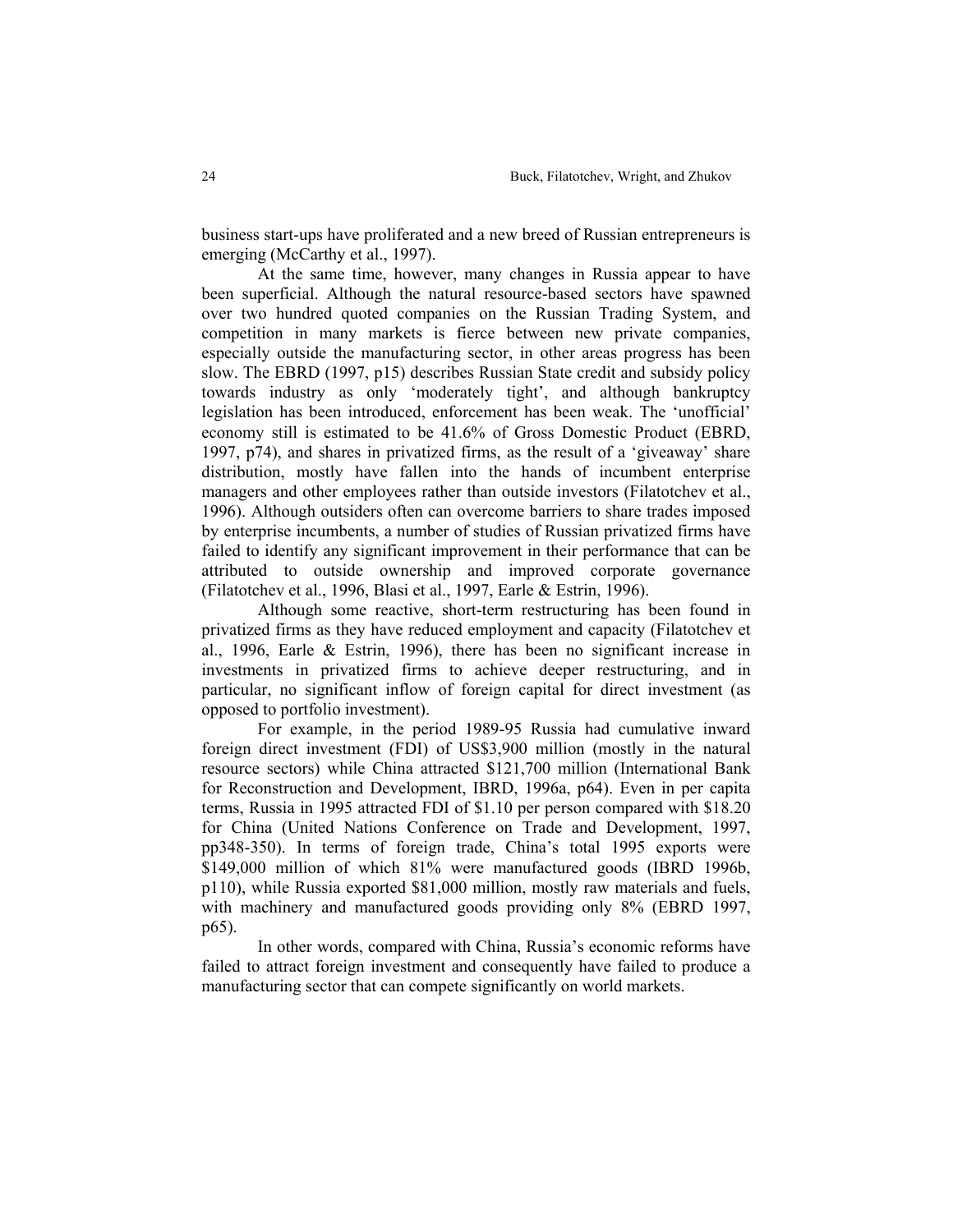business start-ups have proliferated and a new breed of Russian entrepreneurs is emerging (McCarthy et al., 1997).

At the same time, however, many changes in Russia appear to have been superficial. Although the natural resource-based sectors have spawned over two hundred quoted companies on the Russian Trading System, and competition in many markets is fierce between new private companies, especially outside the manufacturing sector, in other areas progress has been slow. The EBRD (1997, p15) describes Russian State credit and subsidy policy towards industry as only 'moderately tight', and although bankruptcy legislation has been introduced, enforcement has been weak. The 'unofficial' economy still is estimated to be 41.6% of Gross Domestic Product (EBRD, 1997, p74), and shares in privatized firms, as the result of a 'giveaway' share distribution, mostly have fallen into the hands of incumbent enterprise managers and other employees rather than outside investors (Filatotchev et al., 1996). Although outsiders often can overcome barriers to share trades imposed by enterprise incumbents, a number of studies of Russian privatized firms have failed to identify any significant improvement in their performance that can be attributed to outside ownership and improved corporate governance (Filatotchev et al., 1996, Blasi et al., 1997, Earle & Estrin, 1996).

Although some reactive, short-term restructuring has been found in privatized firms as they have reduced employment and capacity (Filatotchev et al., 1996, Earle & Estrin, 1996), there has been no significant increase in investments in privatized firms to achieve deeper restructuring, and in particular, no significant inflow of foreign capital for direct investment (as opposed to portfolio investment).

For example, in the period 1989-95 Russia had cumulative inward foreign direct investment (FDI) of US$3,900 million (mostly in the natural resource sectors) while China attracted $121,700 million (International Bank for Reconstruction and Development, IBRD, 1996a, p64). Even in per capita terms, Russia in 1995 attracted FDI of $1.10 per person compared with $18.20 for China (United Nations Conference on Trade and Development, 1997, pp348-350). In terms of foreign trade, China's total 1995 exports were $149,000 million of which 81% were manufactured goods (IBRD 1996b, p110), while Russia exported $81,000 million, mostly raw materials and fuels, with machinery and manufactured goods providing only 8% (EBRD 1997, p65).

In other words, compared with China, Russia's economic reforms have failed to attract foreign investment and consequently have failed to produce a manufacturing sector that can compete significantly on world markets.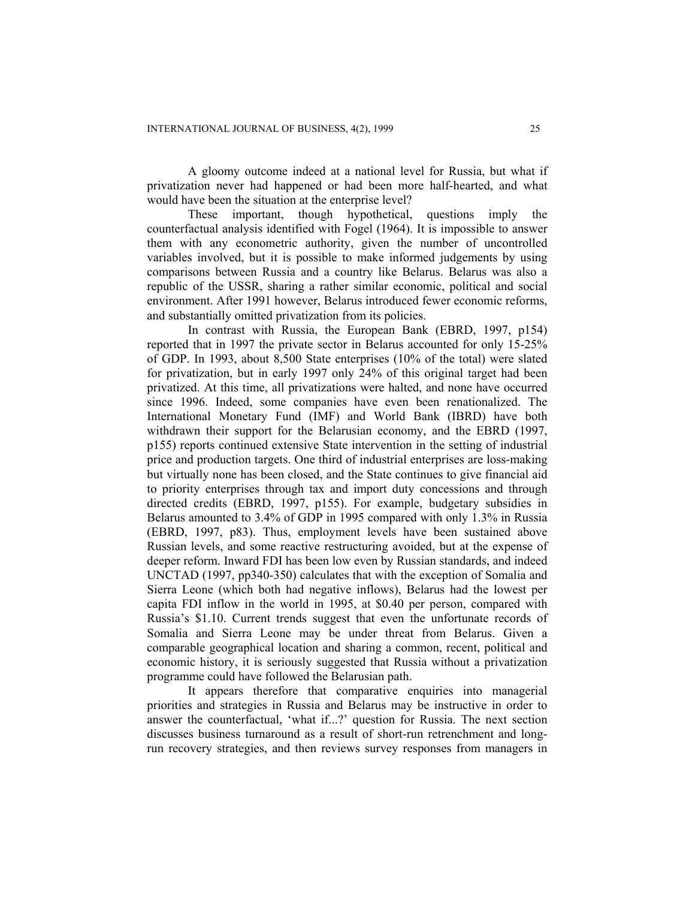A gloomy outcome indeed at a national level for Russia, but what if privatization never had happened or had been more half-hearted, and what would have been the situation at the enterprise level?

These important, though hypothetical, questions imply the counterfactual analysis identified with Fogel (1964). It is impossible to answer them with any econometric authority, given the number of uncontrolled variables involved, but it is possible to make informed judgements by using comparisons between Russia and a country like Belarus. Belarus was also a republic of the USSR, sharing a rather similar economic, political and social environment. After 1991 however, Belarus introduced fewer economic reforms, and substantially omitted privatization from its policies.

In contrast with Russia, the European Bank (EBRD, 1997, p154) reported that in 1997 the private sector in Belarus accounted for only 15-25% of GDP. In 1993, about 8,500 State enterprises (10% of the total) were slated for privatization, but in early 1997 only 24% of this original target had been privatized. At this time, all privatizations were halted, and none have occurred since 1996. Indeed, some companies have even been renationalized. The International Monetary Fund (IMF) and World Bank (IBRD) have both withdrawn their support for the Belarusian economy, and the EBRD (1997, p155) reports continued extensive State intervention in the setting of industrial price and production targets. One third of industrial enterprises are loss-making but virtually none has been closed, and the State continues to give financial aid to priority enterprises through tax and import duty concessions and through directed credits (EBRD, 1997, p155). For example, budgetary subsidies in Belarus amounted to 3.4% of GDP in 1995 compared with only 1.3% in Russia (EBRD, 1997, p83). Thus, employment levels have been sustained above Russian levels, and some reactive restructuring avoided, but at the expense of deeper reform. Inward FDI has been low even by Russian standards, and indeed UNCTAD (1997, pp340-350) calculates that with the exception of Somalia and Sierra Leone (which both had negative inflows), Belarus had the lowest per capita FDI inflow in the world in 1995, at $0.40 per person, compared with Russia's $1.10. Current trends suggest that even the unfortunate records of Somalia and Sierra Leone may be under threat from Belarus. Given a comparable geographical location and sharing a common, recent, political and economic history, it is seriously suggested that Russia without a privatization programme could have followed the Belarusian path.

It appears therefore that comparative enquiries into managerial priorities and strategies in Russia and Belarus may be instructive in order to answer the counterfactual, 'what if...?' question for Russia. The next section discusses business turnaround as a result of short-run retrenchment and long-run recovery strategies, and then reviews survey responses from managers in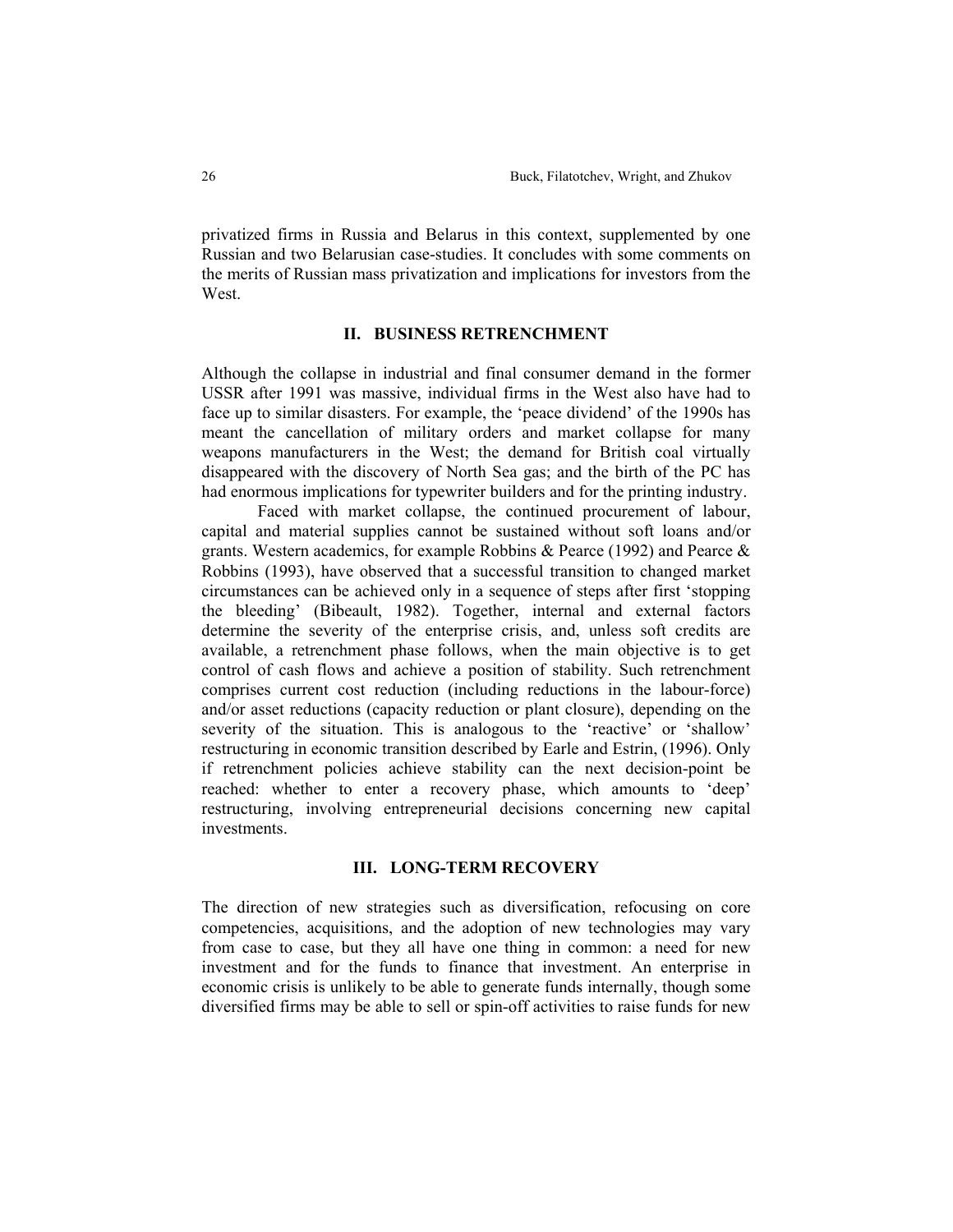privatized firms in Russia and Belarus in this context, supplemented by one Russian and two Belarusian case-studies. It concludes with some comments on the merits of Russian mass privatization and implications for investors from the West.

## II. BUSINESS RETRENCHMENT

Although the collapse in industrial and final consumer demand in the former USSR after 1991 was massive, individual firms in the West also have had to face up to similar disasters. For example, the 'peace dividend' of the 1990s has meant the cancellation of military orders and market collapse for many weapons manufacturers in the West; the demand for British coal virtually disappeared with the discovery of North Sea gas; and the birth of the PC has had enormous implications for typewriter builders and for the printing industry.

Faced with market collapse, the continued procurement of labour, capital and material supplies cannot be sustained without soft loans and/or grants. Western academics, for example Robbins & Pearce (1992) and Pearce & Robbins (1993), have observed that a successful transition to changed market circumstances can be achieved only in a sequence of steps after first 'stopping the bleeding' (Bibeault, 1982). Together, internal and external factors determine the severity of the enterprise crisis, and, unless soft credits are available, a retrenchment phase follows, when the main objective is to get control of cash flows and achieve a position of stability. Such retrenchment comprises current cost reduction (including reductions in the labour-force) and/or asset reductions (capacity reduction or plant closure), depending on the severity of the situation. This is analogous to the 'reactive' or 'shallow' restructuring in economic transition described by Earle and Estrin, (1996). Only if retrenchment policies achieve stability can the next decision-point be reached: whether to enter a recovery phase, which amounts to 'deep' restructuring, involving entrepreneurial decisions concerning new capital investments.

## III. LONG-TERM RECOVERY

The direction of new strategies such as diversification, refocusing on core competencies, acquisitions, and the adoption of new technologies may vary from case to case, but they all have one thing in common: a need for new investment and for the funds to finance that investment. An enterprise in economic crisis is unlikely to be able to generate funds internally, though some diversified firms may be able to sell or spin-off activities to raise funds for new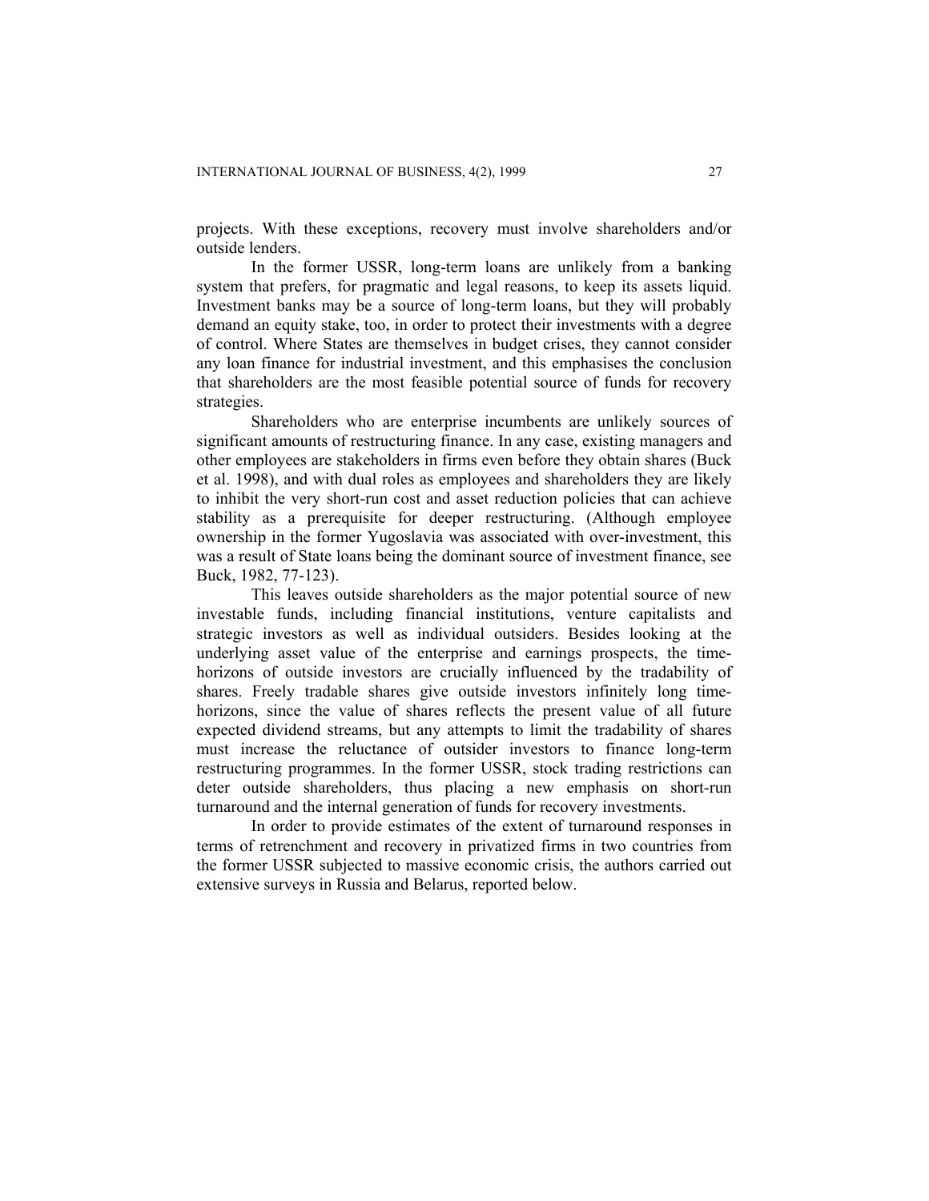projects. With these exceptions, recovery must involve shareholders and/or outside lenders.

In the former USSR, long-term loans are unlikely from a banking system that prefers, for pragmatic and legal reasons, to keep its assets liquid. Investment banks may be a source of long-term loans, but they will probably demand an equity stake, too, in order to protect their investments with a degree of control. Where States are themselves in budget crises, they cannot consider any loan finance for industrial investment, and this emphasises the conclusion that shareholders are the most feasible potential source of funds for recovery strategies.

Shareholders who are enterprise incumbents are unlikely sources of significant amounts of restructuring finance. In any case, existing managers and other employees are stakeholders in firms even before they obtain shares (Buck et al. 1998), and with dual roles as employees and shareholders they are likely to inhibit the very short-run cost and asset reduction policies that can achieve stability as a prerequisite for deeper restructuring. (Although employee ownership in the former Yugoslavia was associated with over-investment, this was a result of State loans being the dominant source of investment finance, see Buck, 1982, 77-123).

This leaves outside shareholders as the major potential source of new investable funds, including financial institutions, venture capitalists and strategic investors as well as individual outsiders. Besides looking at the underlying asset value of the enterprise and earnings prospects, the time-horizons of outside investors are crucially influenced by the tradability of shares. Freely tradable shares give outside investors infinitely long time-horizons, since the value of shares reflects the present value of all future expected dividend streams, but any attempts to limit the tradability of shares must increase the reluctance of outsider investors to finance long-term restructuring programmes. In the former USSR, stock trading restrictions can deter outside shareholders, thus placing a new emphasis on short-run turnaround and the internal generation of funds for recovery investments.

In order to provide estimates of the extent of turnaround responses in terms of retrenchment and recovery in privatized firms in two countries from the former USSR subjected to massive economic crisis, the authors carried out extensive surveys in Russia and Belarus, reported below.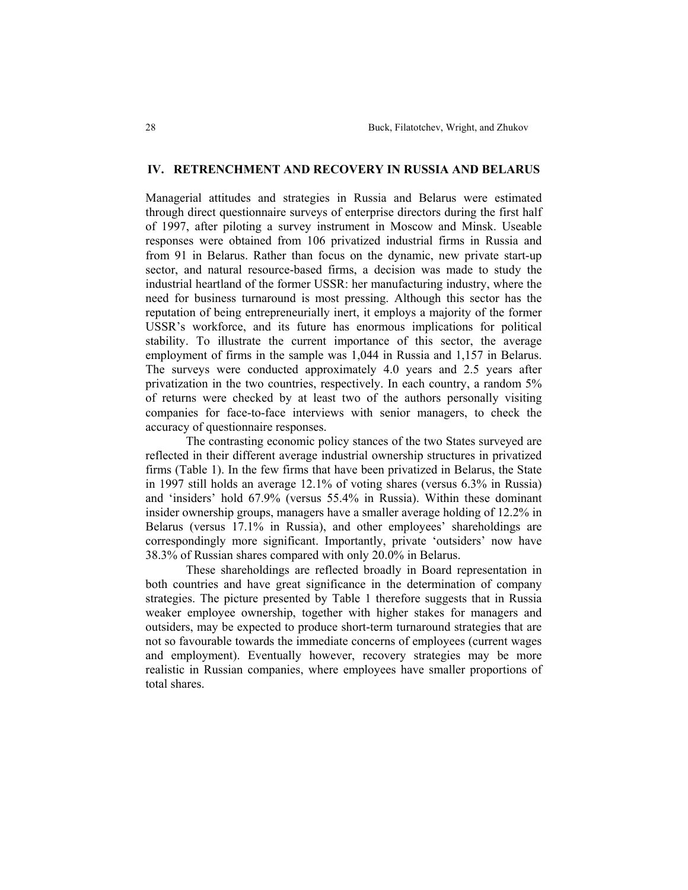## IV. RETRENCHMENT AND RECOVERY IN RUSSIA AND BELARUS

Managerial attitudes and strategies in Russia and Belarus were estimated through direct questionnaire surveys of enterprise directors during the first half of 1997, after piloting a survey instrument in Moscow and Minsk. Useable responses were obtained from 106 privatized industrial firms in Russia and from 91 in Belarus. Rather than focus on the dynamic, new private start-up sector, and natural resource-based firms, a decision was made to study the industrial heartland of the former USSR: her manufacturing industry, where the need for business turnaround is most pressing. Although this sector has the reputation of being entrepreneurially inert, it employs a majority of the former USSR's workforce, and its future has enormous implications for political stability. To illustrate the current importance of this sector, the average employment of firms in the sample was 1,044 in Russia and 1,157 in Belarus. The surveys were conducted approximately 4.0 years and 2.5 years after privatization in the two countries, respectively. In each country, a random 5% of returns were checked by at least two of the authors personally visiting companies for face-to-face interviews with senior managers, to check the accuracy of questionnaire responses.

The contrasting economic policy stances of the two States surveyed are reflected in their different average industrial ownership structures in privatized firms (Table 1). In the few firms that have been privatized in Belarus, the State in 1997 still holds an average 12.1% of voting shares (versus 6.3% in Russia) and 'insiders' hold 67.9% (versus 55.4% in Russia). Within these dominant insider ownership groups, managers have a smaller average holding of 12.2% in Belarus (versus 17.1% in Russia), and other employees' shareholdings are correspondingly more significant. Importantly, private 'outsiders' now have 38.3% of Russian shares compared with only 20.0% in Belarus.

These shareholdings are reflected broadly in Board representation in both countries and have great significance in the determination of company strategies. The picture presented by Table 1 therefore suggests that in Russia weaker employee ownership, together with higher stakes for managers and outsiders, may be expected to produce short-term turnaround strategies that are not so favourable towards the immediate concerns of employees (current wages and employment). Eventually however, recovery strategies may be more realistic in Russian companies, where employees have smaller proportions of total shares.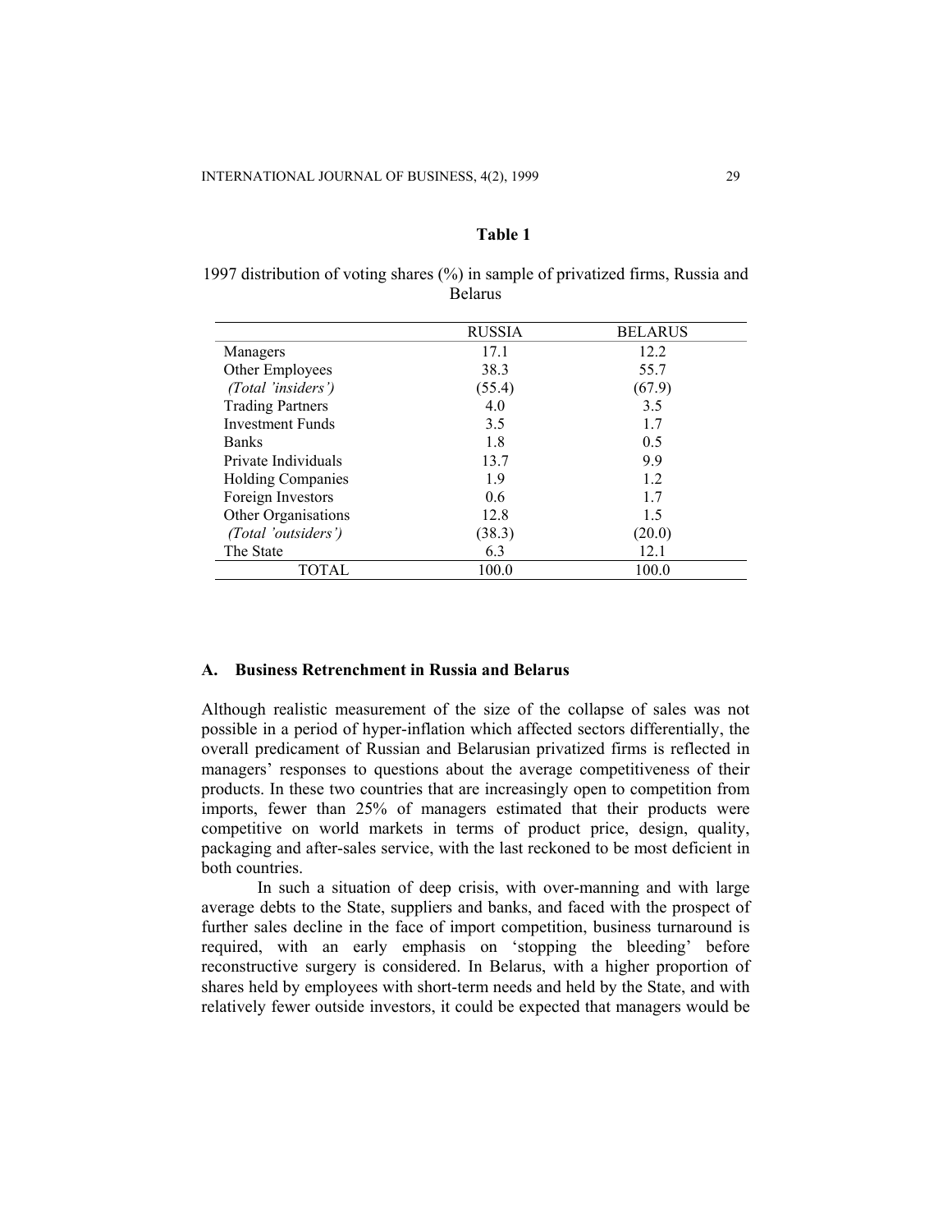**Table 1**

1997 distribution of voting shares (%) in sample of privatized firms, Russia and Belarus

| | RUSSIA | BELARUS |
|---|---|---|
| Managers | 17.1 | 12.2 |
| Other Employees | 38.3 | 55.7 |
| *(Total 'insiders')* | (55.4) | (67.9) |
| Trading Partners | 4.0 | 3.5 |
| Investment Funds | 3.5 | 1.7 |
| Banks | 1.8 | 0.5 |
| Private Individuals | 13.7 | 9.9 |
| Holding Companies | 1.9 | 1.2 |
| Foreign Investors | 0.6 | 1.7 |
| Other Organisations | 12.8 | 1.5 |
| *(Total 'outsiders')* | (38.3) | (20.0) |
| The State | 6.3 | 12.1 |
| TOTAL | 100.0 | 100.0 |

### A. Business Retrenchment in Russia and Belarus

Although realistic measurement of the size of the collapse of sales was not possible in a period of hyper-inflation which affected sectors differentially, the overall predicament of Russian and Belarusian privatized firms is reflected in managers' responses to questions about the average competitiveness of their products. In these two countries that are increasingly open to competition from imports, fewer than 25% of managers estimated that their products were competitive on world markets in terms of product price, design, quality, packaging and after-sales service, with the last reckoned to be most deficient in both countries.

In such a situation of deep crisis, with over-manning and with large average debts to the State, suppliers and banks, and faced with the prospect of further sales decline in the face of import competition, business turnaround is required, with an early emphasis on 'stopping the bleeding' before reconstructive surgery is considered. In Belarus, with a higher proportion of shares held by employees with short-term needs and held by the State, and with relatively fewer outside investors, it could be expected that managers would be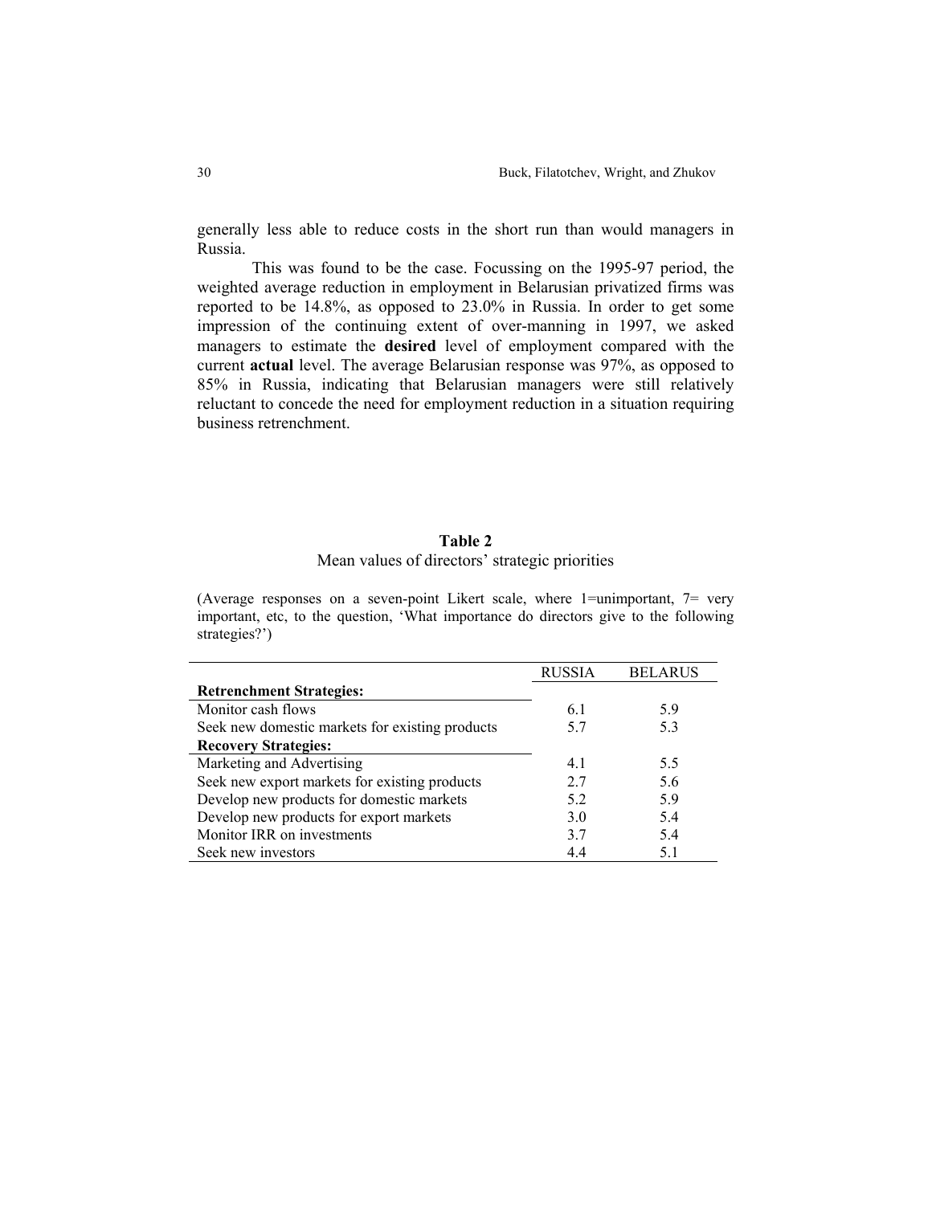generally less able to reduce costs in the short run than would managers in Russia.

This was found to be the case. Focussing on the 1995-97 period, the weighted average reduction in employment in Belarusian privatized firms was reported to be 14.8%, as opposed to 23.0% in Russia. In order to get some impression of the continuing extent of over-manning in 1997, we asked managers to estimate the **desired** level of employment compared with the current **actual** level. The average Belarusian response was 97%, as opposed to 85% in Russia, indicating that Belarusian managers were still relatively reluctant to concede the need for employment reduction in a situation requiring business retrenchment.

**Table 2**

Mean values of directors' strategic priorities

(Average responses on a seven-point Likert scale, where 1=unimportant, 7= very important, etc, to the question, 'What importance do directors give to the following strategies?')

| | RUSSIA | BELARUS |
|---|---|---|
| **Retrenchment Strategies:** | | |
| Monitor cash flows | 6.1 | 5.9 |
| Seek new domestic markets for existing products | 5.7 | 5.3 |
| **Recovery Strategies:** | | |
| Marketing and Advertising | 4.1 | 5.5 |
| Seek new export markets for existing products | 2.7 | 5.6 |
| Develop new products for domestic markets | 5.2 | 5.9 |
| Develop new products for export markets | 3.0 | 5.4 |
| Monitor IRR on investments | 3.7 | 5.4 |
| Seek new investors | 4.4 | 5.1 |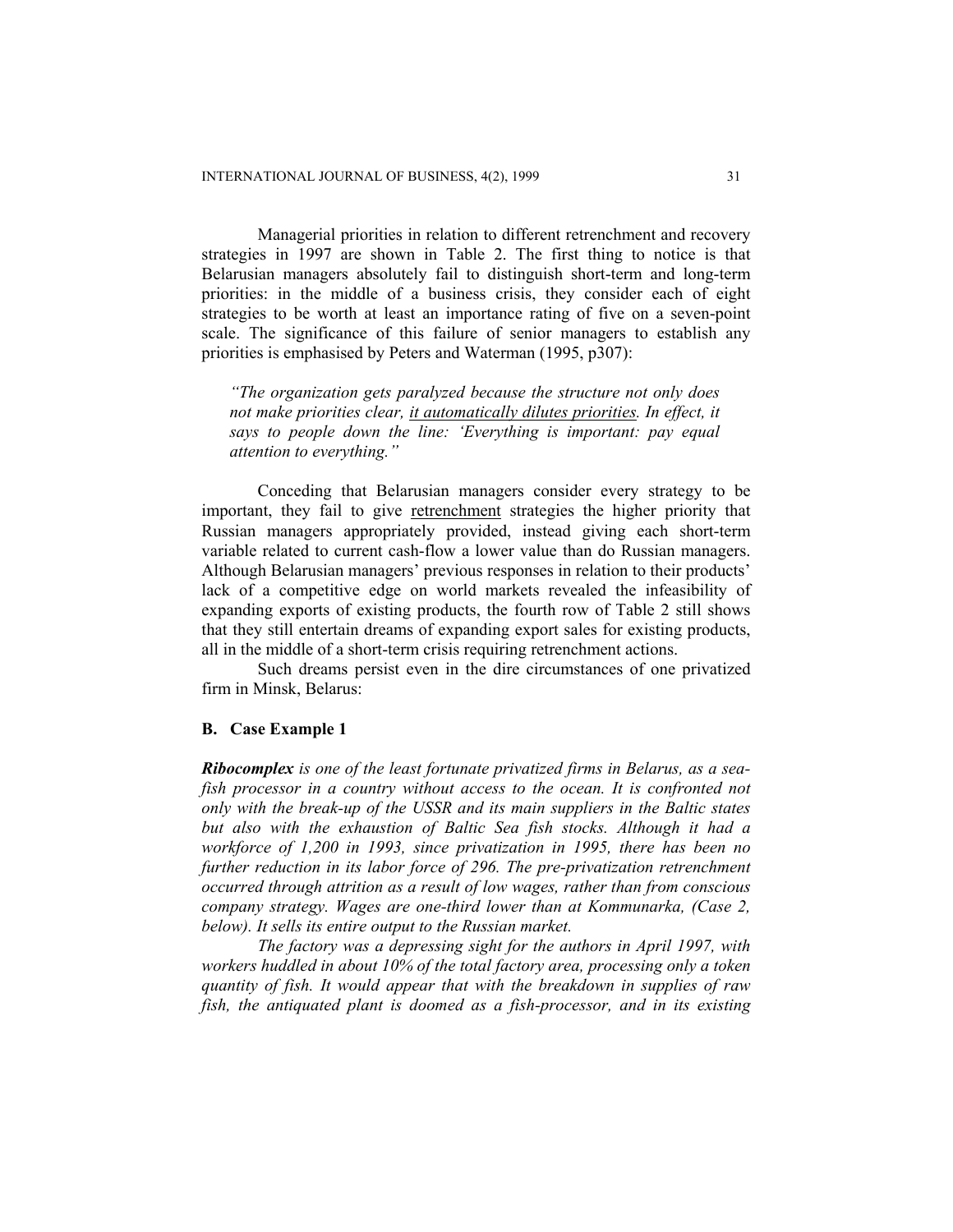Managerial priorities in relation to different retrenchment and recovery strategies in 1997 are shown in Table 2. The first thing to notice is that Belarusian managers absolutely fail to distinguish short-term and long-term priorities: in the middle of a business crisis, they consider each of eight strategies to be worth at least an importance rating of five on a seven-point scale. The significance of this failure of senior managers to establish any priorities is emphasised by Peters and Waterman (1995, p307):

> *"The organization gets paralyzed because the structure not only does not make priorities clear, <u>it automatically dilutes priorities</u>. In effect, it says to people down the line: 'Everything is important: pay equal attention to everything."*

Conceding that Belarusian managers consider every strategy to be important, they fail to give <u>retrenchment</u> strategies the higher priority that Russian managers appropriately provided, instead giving each short-term variable related to current cash-flow a lower value than do Russian managers. Although Belarusian managers' previous responses in relation to their products' lack of a competitive edge on world markets revealed the infeasibility of expanding exports of existing products, the fourth row of Table 2 still shows that they still entertain dreams of expanding export sales for existing products, all in the middle of a short-term crisis requiring retrenchment actions.

Such dreams persist even in the dire circumstances of one privatized firm in Minsk, Belarus:

### B. Case Example 1

***Ribocomplex*** *is one of the least fortunate privatized firms in Belarus, as a sea-fish processor in a country without access to the ocean. It is confronted not only with the break-up of the USSR and its main suppliers in the Baltic states but also with the exhaustion of Baltic Sea fish stocks. Although it had a workforce of 1,200 in 1993, since privatization in 1995, there has been no further reduction in its labor force of 296. The pre-privatization retrenchment occurred through attrition as a result of low wages, rather than from conscious company strategy. Wages are one-third lower than at Kommunarka, (Case 2, below). It sells its entire output to the Russian market.*

*The factory was a depressing sight for the authors in April 1997, with workers huddled in about 10% of the total factory area, processing only a token quantity of fish. It would appear that with the breakdown in supplies of raw fish, the antiquated plant is doomed as a fish-processor, and in its existing*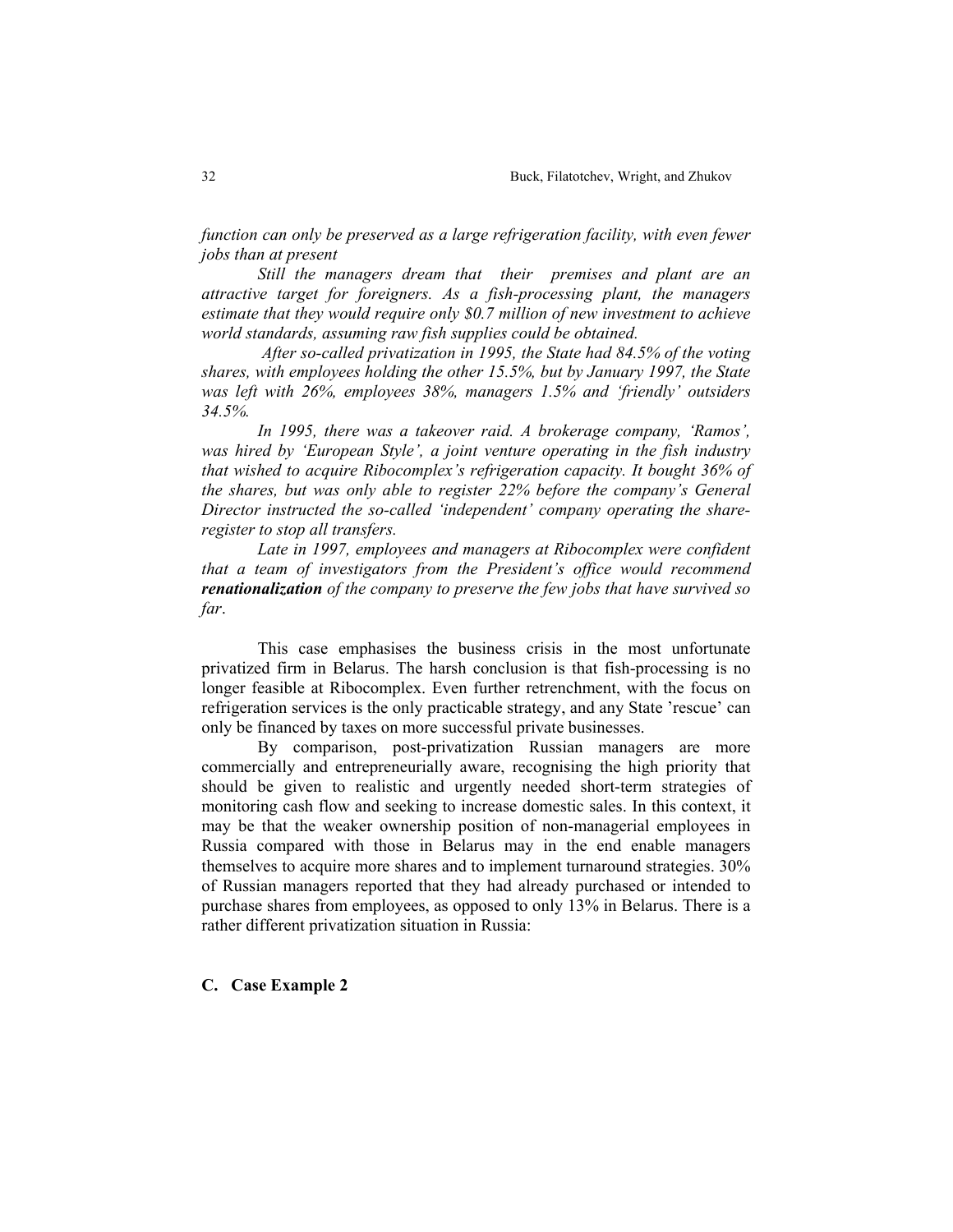*function can only be preserved as a large refrigeration facility, with even fewer jobs than at present*

*Still the managers dream that their premises and plant are an attractive target for foreigners. As a fish-processing plant, the managers estimate that they would require only $0.7 million of new investment to achieve world standards, assuming raw fish supplies could be obtained.*

*After so-called privatization in 1995, the State had 84.5% of the voting shares, with employees holding the other 15.5%, but by January 1997, the State was left with 26%, employees 38%, managers 1.5% and 'friendly' outsiders 34.5%.*

*In 1995, there was a takeover raid. A brokerage company, 'Ramos', was hired by 'European Style', a joint venture operating in the fish industry that wished to acquire Ribocomplex's refrigeration capacity. It bought 36% of the shares, but was only able to register 22% before the company's General Director instructed the so-called 'independent' company operating the share-register to stop all transfers.*

*Late in 1997, employees and managers at Ribocomplex were confident that a team of investigators from the President's office would recommend **renationalization** of the company to preserve the few jobs that have survived so far*.

This case emphasises the business crisis in the most unfortunate privatized firm in Belarus. The harsh conclusion is that fish-processing is no longer feasible at Ribocomplex. Even further retrenchment, with the focus on refrigeration services is the only practicable strategy, and any State 'rescue' can only be financed by taxes on more successful private businesses.

By comparison, post-privatization Russian managers are more commercially and entrepreneurially aware, recognising the high priority that should be given to realistic and urgently needed short-term strategies of monitoring cash flow and seeking to increase domestic sales. In this context, it may be that the weaker ownership position of non-managerial employees in Russia compared with those in Belarus may in the end enable managers themselves to acquire more shares and to implement turnaround strategies. 30% of Russian managers reported that they had already purchased or intended to purchase shares from employees, as opposed to only 13% in Belarus. There is a rather different privatization situation in Russia:

### C. Case Example 2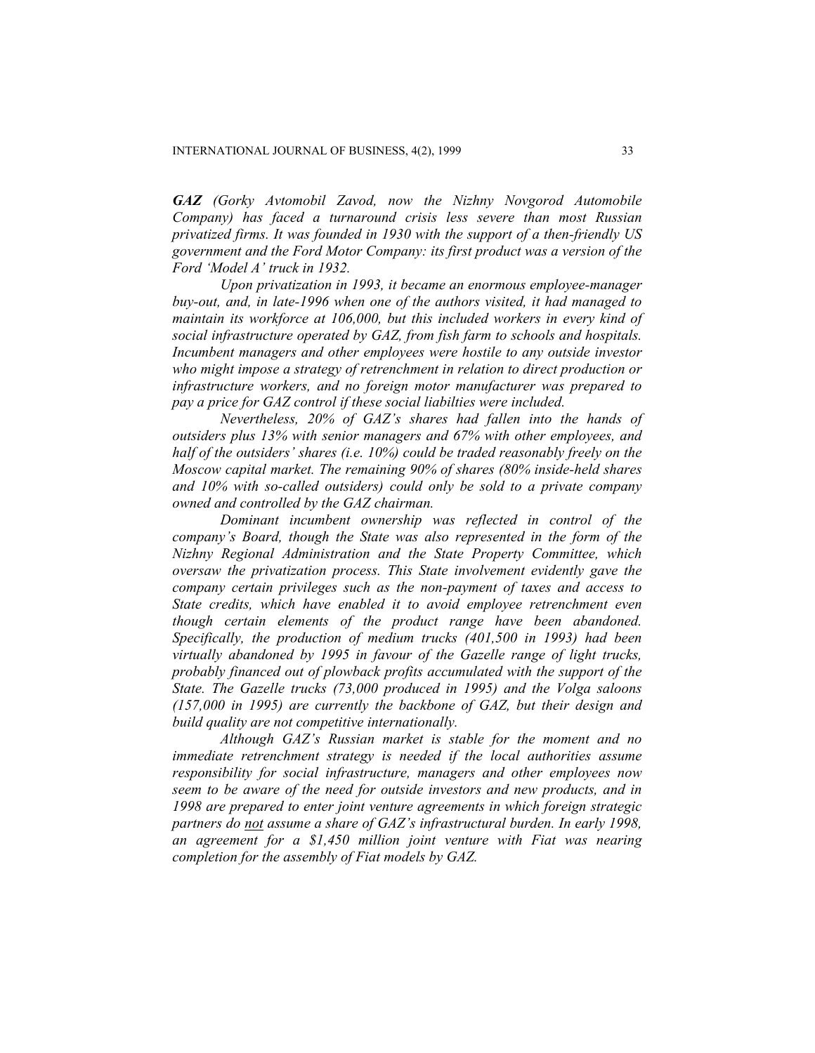*__GAZ__ (Gorky Avtomobil Zavod, now the Nizhny Novgorod Automobile Company) has faced a turnaround crisis less severe than most Russian privatized firms. It was founded in 1930 with the support of a then-friendly US government and the Ford Motor Company: its first product was a version of the Ford 'Model A' truck in 1932.*

*Upon privatization in 1993, it became an enormous employee-manager buy-out, and, in late-1996 when one of the authors visited, it had managed to maintain its workforce at 106,000, but this included workers in every kind of social infrastructure operated by GAZ, from fish farm to schools and hospitals. Incumbent managers and other employees were hostile to any outside investor who might impose a strategy of retrenchment in relation to direct production or infrastructure workers, and no foreign motor manufacturer was prepared to pay a price for GAZ control if these social liabilties were included.*

*Nevertheless, 20% of GAZ's shares had fallen into the hands of outsiders plus 13% with senior managers and 67% with other employees, and half of the outsiders' shares (i.e. 10%) could be traded reasonably freely on the Moscow capital market. The remaining 90% of shares (80% inside-held shares and 10% with so-called outsiders) could only be sold to a private company owned and controlled by the GAZ chairman.*

*Dominant incumbent ownership was reflected in control of the company's Board, though the State was also represented in the form of the Nizhny Regional Administration and the State Property Committee, which oversaw the privatization process. This State involvement evidently gave the company certain privileges such as the non-payment of taxes and access to State credits, which have enabled it to avoid employee retrenchment even though certain elements of the product range have been abandoned. Specifically, the production of medium trucks (401,500 in 1993) had been virtually abandoned by 1995 in favour of the Gazelle range of light trucks, probably financed out of plowback profits accumulated with the support of the State. The Gazelle trucks (73,000 produced in 1995) and the Volga saloons (157,000 in 1995) are currently the backbone of GAZ, but their design and build quality are not competitive internationally.*

*Although GAZ's Russian market is stable for the moment and no immediate retrenchment strategy is needed if the local authorities assume responsibility for social infrastructure, managers and other employees now seem to be aware of the need for outside investors and new products, and in 1998 are prepared to enter joint venture agreements in which foreign strategic partners do <u>not</u> assume a share of GAZ's infrastructural burden. In early 1998, an agreement for a $1,450 million joint venture with Fiat was nearing completion for the assembly of Fiat models by GAZ.*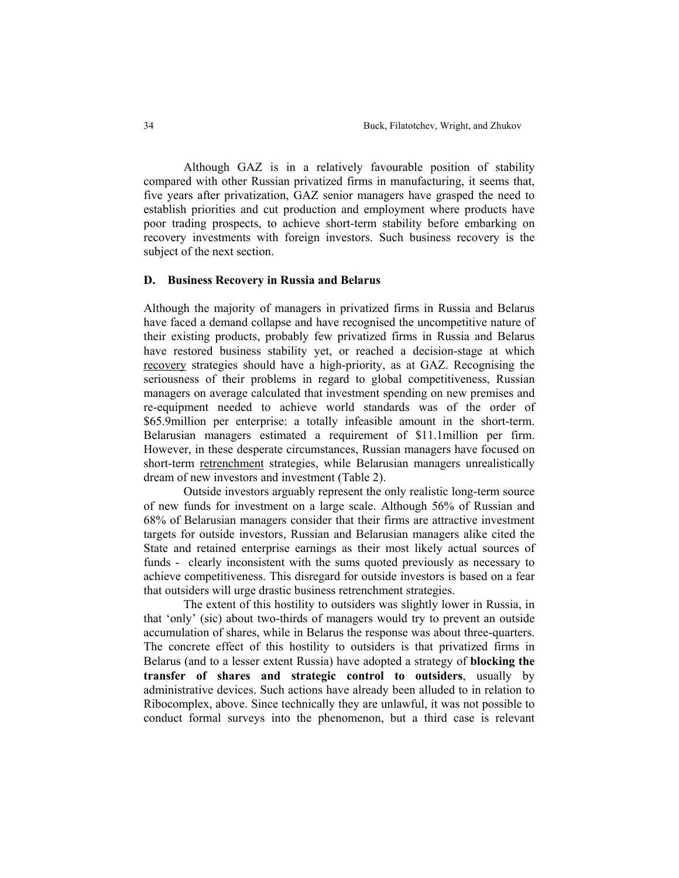Although GAZ is in a relatively favourable position of stability compared with other Russian privatized firms in manufacturing, it seems that, five years after privatization, GAZ senior managers have grasped the need to establish priorities and cut production and employment where products have poor trading prospects, to achieve short-term stability before embarking on recovery investments with foreign investors. Such business recovery is the subject of the next section.

### D. Business Recovery in Russia and Belarus

Although the majority of managers in privatized firms in Russia and Belarus have faced a demand collapse and have recognised the uncompetitive nature of their existing products, probably few privatized firms in Russia and Belarus have restored business stability yet, or reached a decision-stage at which <u>recovery</u> strategies should have a high-priority, as at GAZ. Recognising the seriousness of their problems in regard to global competitiveness, Russian managers on average calculated that investment spending on new premises and re-equipment needed to achieve world standards was of the order of \$65.9million per enterprise: a totally infeasible amount in the short-term. Belarusian managers estimated a requirement of \$11.1million per firm. However, in these desperate circumstances, Russian managers have focused on short-term <u>retrenchment</u> strategies, while Belarusian managers unrealistically dream of new investors and investment (Table 2).

Outside investors arguably represent the only realistic long-term source of new funds for investment on a large scale. Although 56% of Russian and 68% of Belarusian managers consider that their firms are attractive investment targets for outside investors, Russian and Belarusian managers alike cited the State and retained enterprise earnings as their most likely actual sources of funds - clearly inconsistent with the sums quoted previously as necessary to achieve competitiveness. This disregard for outside investors is based on a fear that outsiders will urge drastic business retrenchment strategies.

The extent of this hostility to outsiders was slightly lower in Russia, in that 'only' (sic) about two-thirds of managers would try to prevent an outside accumulation of shares, while in Belarus the response was about three-quarters. The concrete effect of this hostility to outsiders is that privatized firms in Belarus (and to a lesser extent Russia) have adopted a strategy of **blocking the transfer of shares and strategic control to outsiders**, usually by administrative devices. Such actions have already been alluded to in relation to Ribocomplex, above. Since technically they are unlawful, it was not possible to conduct formal surveys into the phenomenon, but a third case is relevant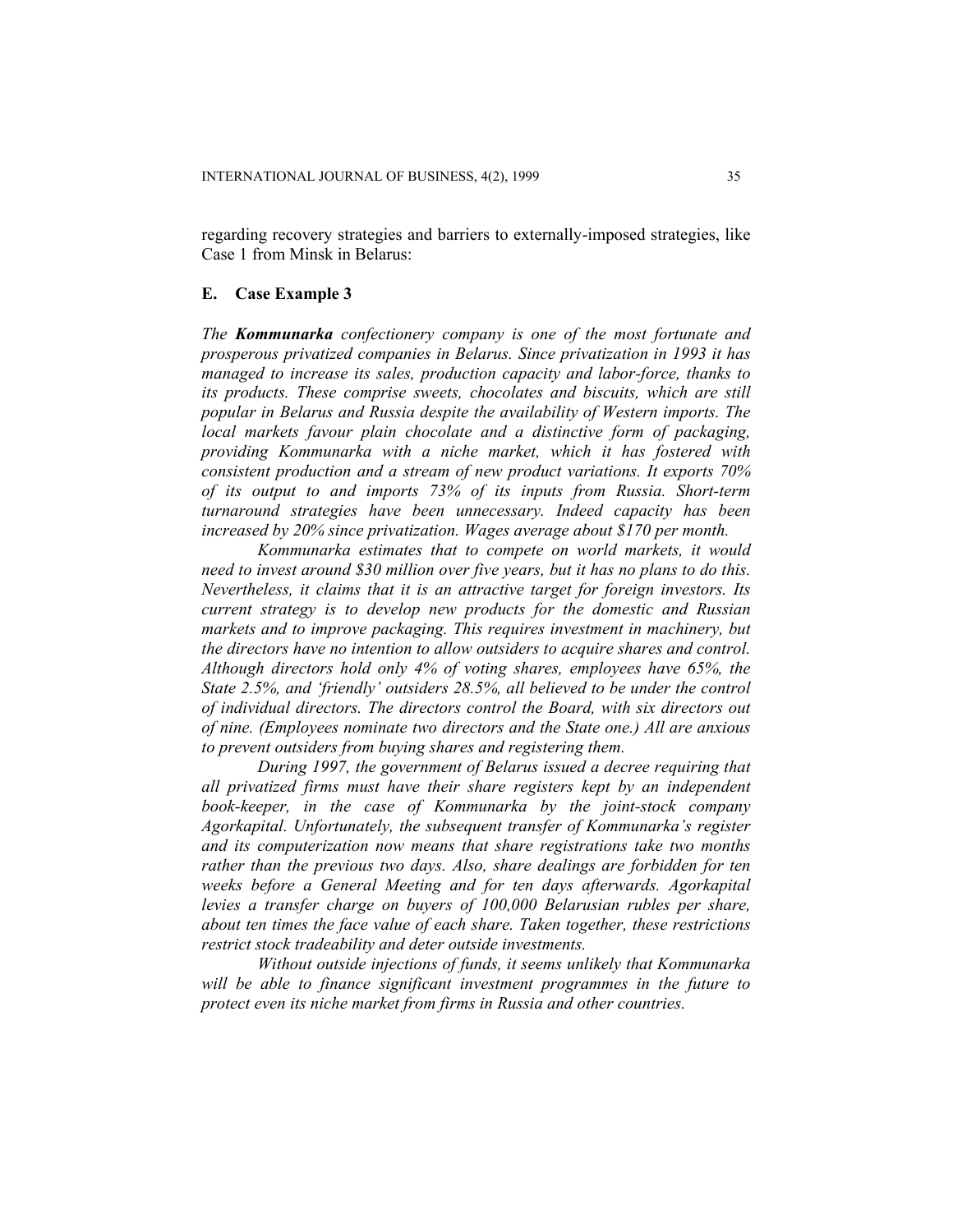regarding recovery strategies and barriers to externally-imposed strategies, like Case 1 from Minsk in Belarus:

## E. Case Example 3

*The **Kommunarka** confectionery company is one of the most fortunate and prosperous privatized companies in Belarus. Since privatization in 1993 it has managed to increase its sales, production capacity and labor-force, thanks to its products. These comprise sweets, chocolates and biscuits, which are still popular in Belarus and Russia despite the availability of Western imports. The local markets favour plain chocolate and a distinctive form of packaging, providing Kommunarka with a niche market, which it has fostered with consistent production and a stream of new product variations. It exports 70% of its output to and imports 73% of its inputs from Russia. Short-term turnaround strategies have been unnecessary. Indeed capacity has been increased by 20% since privatization. Wages average about $170 per month.*

*Kommunarka estimates that to compete on world markets, it would need to invest around $30 million over five years, but it has no plans to do this. Nevertheless, it claims that it is an attractive target for foreign investors. Its current strategy is to develop new products for the domestic and Russian markets and to improve packaging. This requires investment in machinery, but the directors have no intention to allow outsiders to acquire shares and control. Although directors hold only 4% of voting shares, employees have 65%, the State 2.5%, and 'friendly' outsiders 28.5%, all believed to be under the control of individual directors. The directors control the Board, with six directors out of nine. (Employees nominate two directors and the State one.) All are anxious to prevent outsiders from buying shares and registering them.*

*During 1997, the government of Belarus issued a decree requiring that all privatized firms must have their share registers kept by an independent book-keeper, in the case of Kommunarka by the joint-stock company Agorkapital. Unfortunately, the subsequent transfer of Kommunarka's register and its computerization now means that share registrations take two months rather than the previous two days. Also, share dealings are forbidden for ten weeks before a General Meeting and for ten days afterwards. Agorkapital levies a transfer charge on buyers of 100,000 Belarusian rubles per share, about ten times the face value of each share. Taken together, these restrictions restrict stock tradeability and deter outside investments.*

*Without outside injections of funds, it seems unlikely that Kommunarka will be able to finance significant investment programmes in the future to protect even its niche market from firms in Russia and other countries.*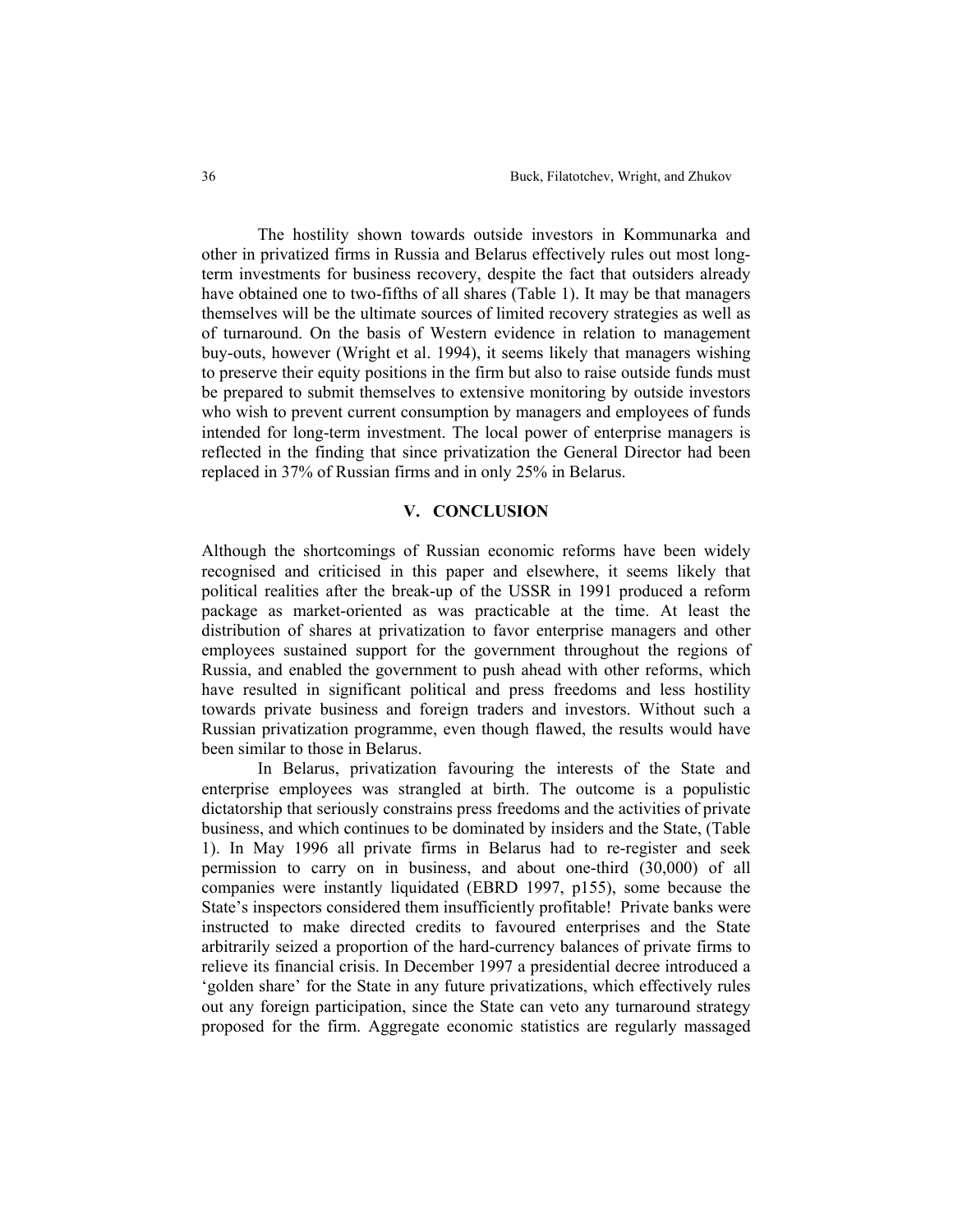The hostility shown towards outside investors in Kommunarka and other in privatized firms in Russia and Belarus effectively rules out most long-term investments for business recovery, despite the fact that outsiders already have obtained one to two-fifths of all shares (Table 1). It may be that managers themselves will be the ultimate sources of limited recovery strategies as well as of turnaround. On the basis of Western evidence in relation to management buy-outs, however (Wright et al. 1994), it seems likely that managers wishing to preserve their equity positions in the firm but also to raise outside funds must be prepared to submit themselves to extensive monitoring by outside investors who wish to prevent current consumption by managers and employees of funds intended for long-term investment. The local power of enterprise managers is reflected in the finding that since privatization the General Director had been replaced in 37% of Russian firms and in only 25% in Belarus.

## V. CONCLUSION

Although the shortcomings of Russian economic reforms have been widely recognised and criticised in this paper and elsewhere, it seems likely that political realities after the break-up of the USSR in 1991 produced a reform package as market-oriented as was practicable at the time. At least the distribution of shares at privatization to favor enterprise managers and other employees sustained support for the government throughout the regions of Russia, and enabled the government to push ahead with other reforms, which have resulted in significant political and press freedoms and less hostility towards private business and foreign traders and investors. Without such a Russian privatization programme, even though flawed, the results would have been similar to those in Belarus.

In Belarus, privatization favouring the interests of the State and enterprise employees was strangled at birth. The outcome is a populistic dictatorship that seriously constrains press freedoms and the activities of private business, and which continues to be dominated by insiders and the State, (Table 1). In May 1996 all private firms in Belarus had to re-register and seek permission to carry on in business, and about one-third (30,000) of all companies were instantly liquidated (EBRD 1997, p155), some because the State's inspectors considered them insufficiently profitable! Private banks were instructed to make directed credits to favoured enterprises and the State arbitrarily seized a proportion of the hard-currency balances of private firms to relieve its financial crisis. In December 1997 a presidential decree introduced a 'golden share' for the State in any future privatizations, which effectively rules out any foreign participation, since the State can veto any turnaround strategy proposed for the firm. Aggregate economic statistics are regularly massaged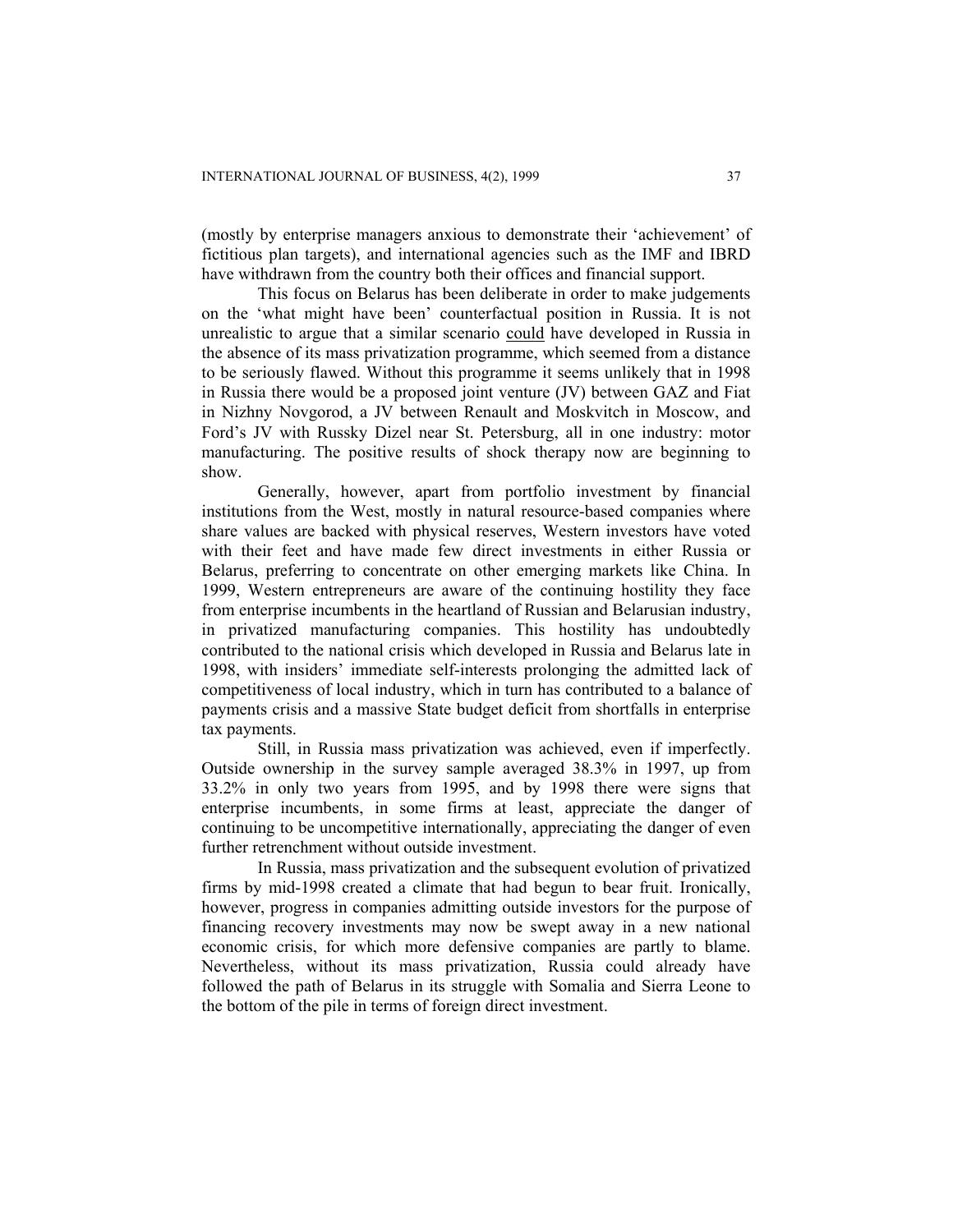(mostly by enterprise managers anxious to demonstrate their 'achievement' of fictitious plan targets), and international agencies such as the IMF and IBRD have withdrawn from the country both their offices and financial support.

This focus on Belarus has been deliberate in order to make judgements on the 'what might have been' counterfactual position in Russia. It is not unrealistic to argue that a similar scenario <u>could</u> have developed in Russia in the absence of its mass privatization programme, which seemed from a distance to be seriously flawed. Without this programme it seems unlikely that in 1998 in Russia there would be a proposed joint venture (JV) between GAZ and Fiat in Nizhny Novgorod, a JV between Renault and Moskvitch in Moscow, and Ford's JV with Russky Dizel near St. Petersburg, all in one industry: motor manufacturing. The positive results of shock therapy now are beginning to show.

Generally, however, apart from portfolio investment by financial institutions from the West, mostly in natural resource-based companies where share values are backed with physical reserves, Western investors have voted with their feet and have made few direct investments in either Russia or Belarus, preferring to concentrate on other emerging markets like China. In 1999, Western entrepreneurs are aware of the continuing hostility they face from enterprise incumbents in the heartland of Russian and Belarusian industry, in privatized manufacturing companies. This hostility has undoubtedly contributed to the national crisis which developed in Russia and Belarus late in 1998, with insiders' immediate self-interests prolonging the admitted lack of competitiveness of local industry, which in turn has contributed to a balance of payments crisis and a massive State budget deficit from shortfalls in enterprise tax payments.

Still, in Russia mass privatization was achieved, even if imperfectly. Outside ownership in the survey sample averaged 38.3% in 1997, up from 33.2% in only two years from 1995, and by 1998 there were signs that enterprise incumbents, in some firms at least, appreciate the danger of continuing to be uncompetitive internationally, appreciating the danger of even further retrenchment without outside investment.

In Russia, mass privatization and the subsequent evolution of privatized firms by mid-1998 created a climate that had begun to bear fruit. Ironically, however, progress in companies admitting outside investors for the purpose of financing recovery investments may now be swept away in a new national economic crisis, for which more defensive companies are partly to blame. Nevertheless, without its mass privatization, Russia could already have followed the path of Belarus in its struggle with Somalia and Sierra Leone to the bottom of the pile in terms of foreign direct investment.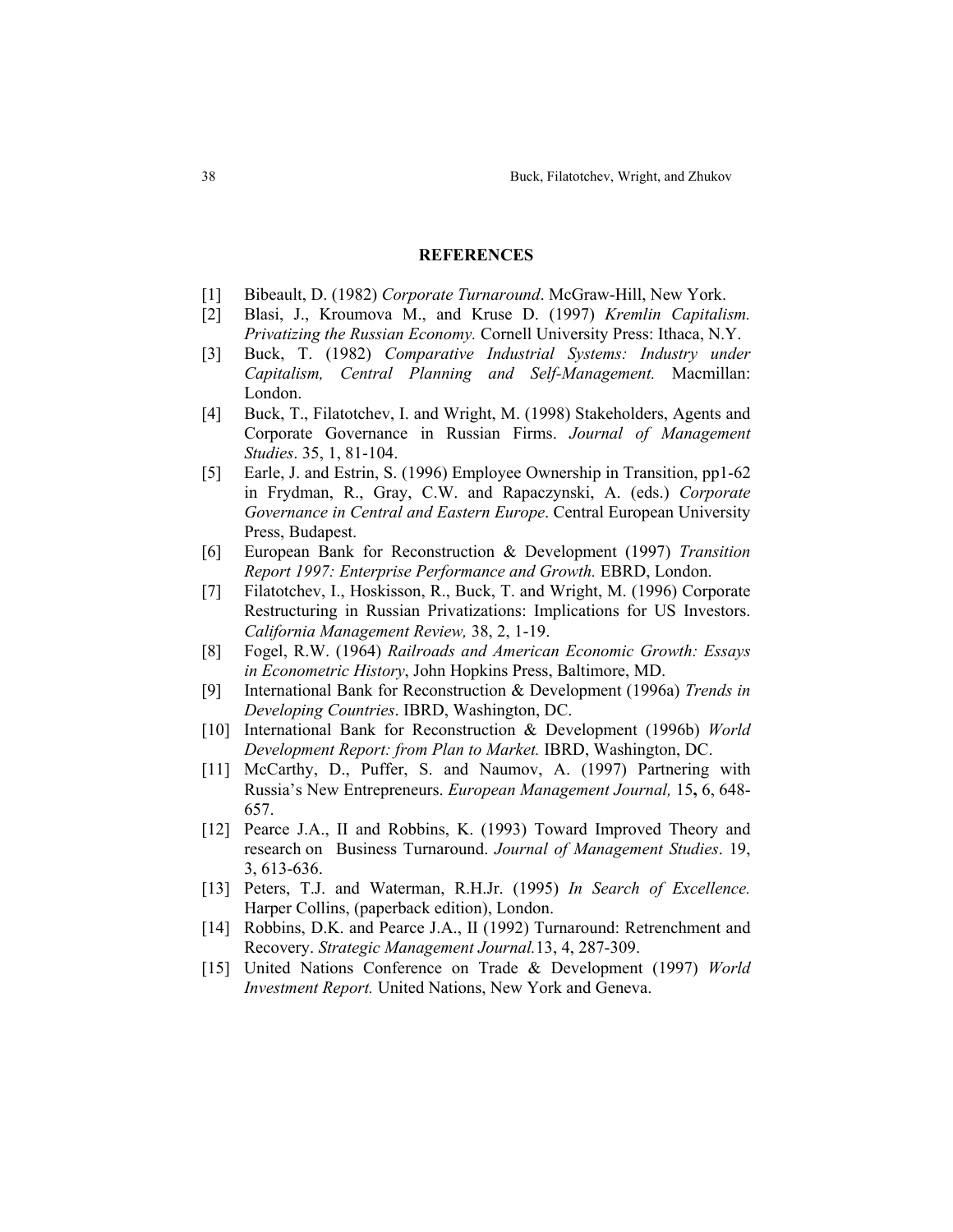## REFERENCES

[1] Bibeault, D. (1982) *Corporate Turnaround*. McGraw-Hill, New York.

[2] Blasi, J., Kroumova M., and Kruse D. (1997) *Kremlin Capitalism. Privatizing the Russian Economy.* Cornell University Press: Ithaca, N.Y.

[3] Buck, T. (1982) *Comparative Industrial Systems: Industry under Capitalism, Central Planning and Self-Management.* Macmillan: London.

[4] Buck, T., Filatotchev, I. and Wright, M. (1998) Stakeholders, Agents and Corporate Governance in Russian Firms. *Journal of Management Studies*. 35, 1, 81-104.

[5] Earle, J. and Estrin, S. (1996) Employee Ownership in Transition, pp1-62 in Frydman, R., Gray, C.W. and Rapaczynski, A. (eds.) *Corporate Governance in Central and Eastern Europe*. Central European University Press, Budapest.

[6] European Bank for Reconstruction & Development (1997) *Transition Report 1997: Enterprise Performance and Growth.* EBRD, London.

[7] Filatotchev, I., Hoskisson, R., Buck, T. and Wright, M. (1996) Corporate Restructuring in Russian Privatizations: Implications for US Investors. *California Management Review,* 38, 2, 1-19.

[8] Fogel, R.W. (1964) *Railroads and American Economic Growth: Essays in Econometric History*, John Hopkins Press, Baltimore, MD.

[9] International Bank for Reconstruction & Development (1996a) *Trends in Developing Countries*. IBRD, Washington, DC.

[10] International Bank for Reconstruction & Development (1996b) *World Development Report: from Plan to Market.* IBRD, Washington, DC.

[11] McCarthy, D., Puffer, S. and Naumov, A. (1997) Partnering with Russia's New Entrepreneurs. *European Management Journal,* 15**,** 6, 648-657.

[12] Pearce J.A., II and Robbins, K. (1993) Toward Improved Theory and research on Business Turnaround. *Journal of Management Studies*. 19, 3, 613-636.

[13] Peters, T.J. and Waterman, R.H.Jr. (1995) *In Search of Excellence.* Harper Collins, (paperback edition), London.

[14] Robbins, D.K. and Pearce J.A., II (1992) Turnaround: Retrenchment and Recovery. *Strategic Management Journal.*13, 4, 287-309.

[15] United Nations Conference on Trade & Development (1997) *World Investment Report.* United Nations, New York and Geneva.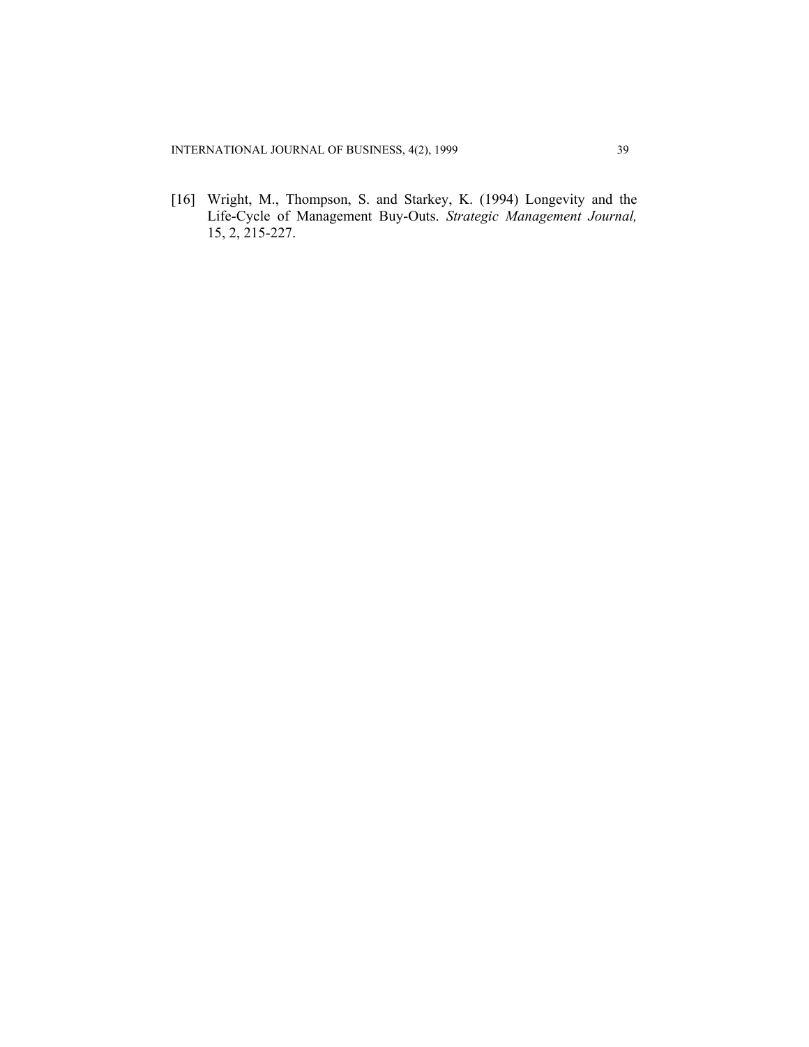[16] Wright, M., Thompson, S. and Starkey, K. (1994) Longevity and the Life-Cycle of Management Buy-Outs. *Strategic Management Journal,* 15, 2, 215-227.